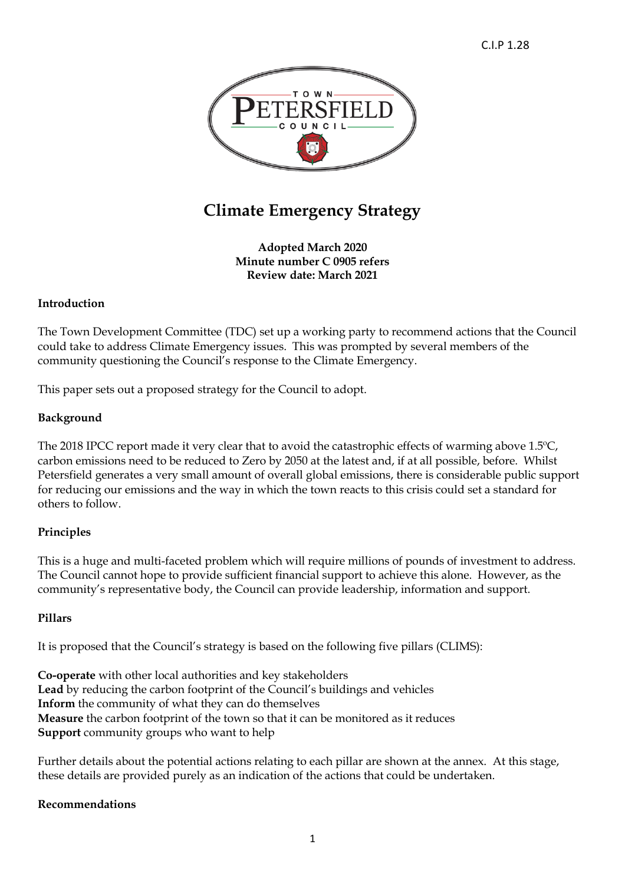C.I.P 1.28

# Climate Emergency Strategy

**Adopted March 2020**
**Minute number C 0905 refers**
**Review date: March 2021**

**Introduction**

The Town Development Committee (TDC) set up a working party to recommend actions that the Council could take to address Climate Emergency issues. This was prompted by several members of the community questioning the Council's response to the Climate Emergency.

This paper sets out a proposed strategy for the Council to adopt.

**Background**

The 2018 IPCC report made it very clear that to avoid the catastrophic effects of warming above 1.5ºC, carbon emissions need to be reduced to Zero by 2050 at the latest and, if at all possible, before. Whilst Petersfield generates a very small amount of overall global emissions, there is considerable public support for reducing our emissions and the way in which the town reacts to this crisis could set a standard for others to follow.

**Principles**

This is a huge and multi-faceted problem which will require millions of pounds of investment to address. The Council cannot hope to provide sufficient financial support to achieve this alone. However, as the community's representative body, the Council can provide leadership, information and support.

**Pillars**

It is proposed that the Council's strategy is based on the following five pillars (CLIMS):

**Co-operate** with other local authorities and key stakeholders
**Lead** by reducing the carbon footprint of the Council's buildings and vehicles
**Inform** the community of what they can do themselves
**Measure** the carbon footprint of the town so that it can be monitored as it reduces
**Support** community groups who want to help

Further details about the potential actions relating to each pillar are shown at the annex. At this stage, these details are provided purely as an indication of the actions that could be undertaken.

**Recommendations**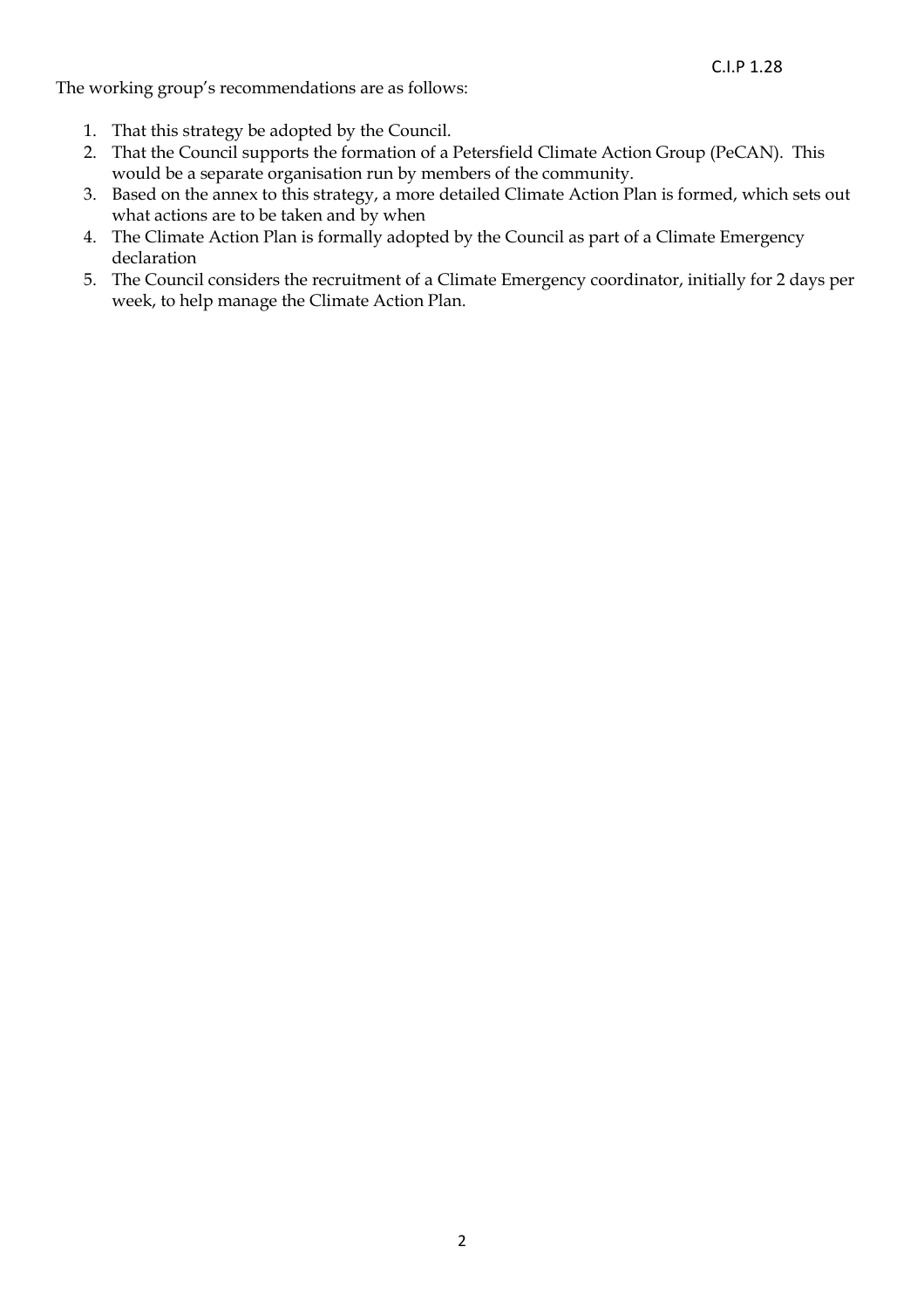The working group's recommendations are as follows:

1. That this strategy be adopted by the Council.
2. That the Council supports the formation of a Petersfield Climate Action Group (PeCAN). This would be a separate organisation run by members of the community.
3. Based on the annex to this strategy, a more detailed Climate Action Plan is formed, which sets out what actions are to be taken and by when
4. The Climate Action Plan is formally adopted by the Council as part of a Climate Emergency declaration
5. The Council considers the recruitment of a Climate Emergency coordinator, initially for 2 days per week, to help manage the Climate Action Plan.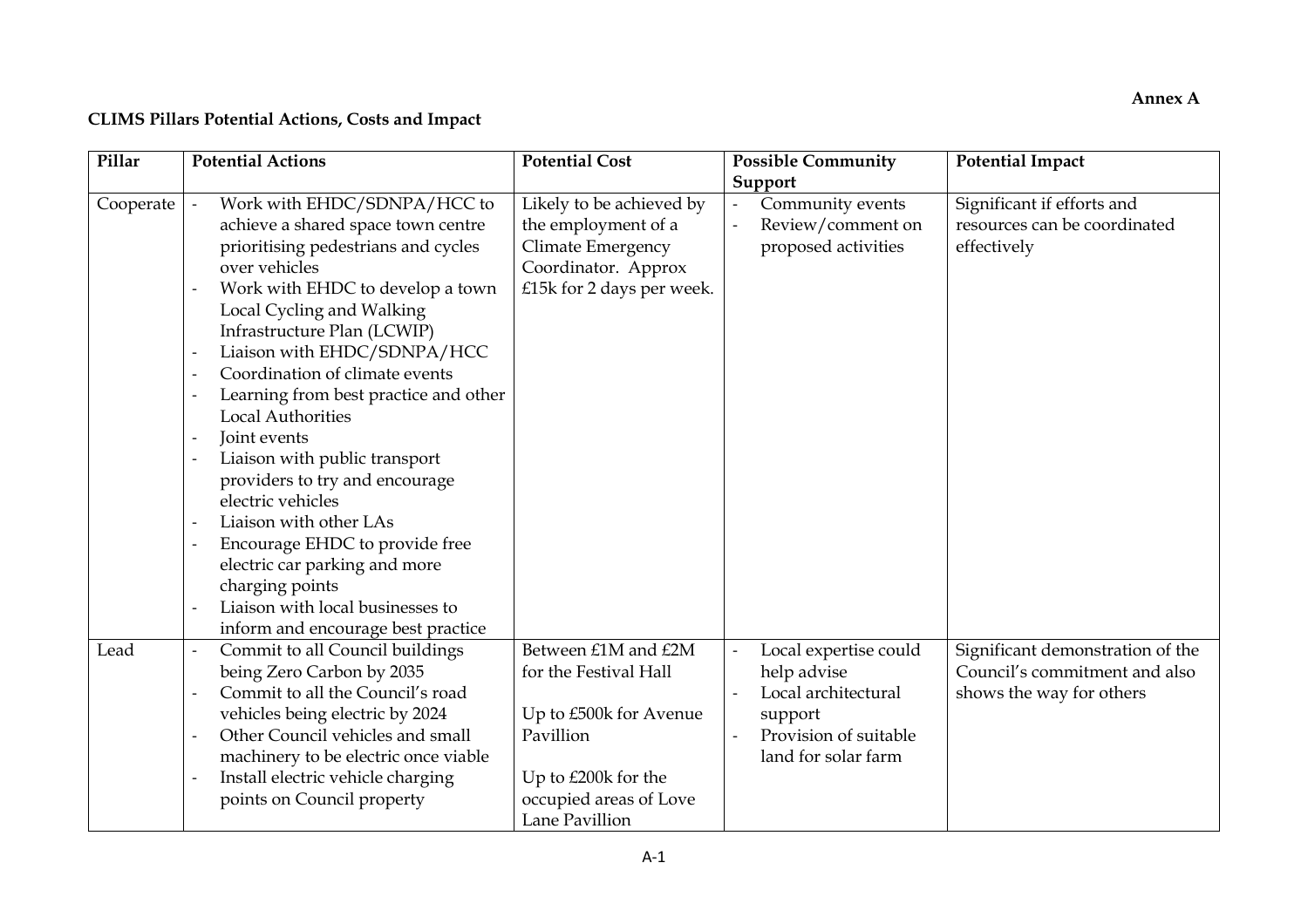Annex A

**CLIMS Pillars Potential Actions, Costs and Impact**

| Pillar | Potential Actions | Potential Cost | Possible Community Support | Potential Impact |
|---|---|---|---|---|
| Cooperate | - Work with EHDC/SDNPA/HCC to achieve a shared space town centre prioritising pedestrians and cycles over vehicles<br>- Work with EHDC to develop a town Local Cycling and Walking Infrastructure Plan (LCWIP)<br>- Liaison with EHDC/SDNPA/HCC<br>- Coordination of climate events<br>- Learning from best practice and other Local Authorities<br>- Joint events<br>- Liaison with public transport providers to try and encourage electric vehicles<br>- Liaison with other LAs<br>- Encourage EHDC to provide free electric car parking and more charging points<br>- Liaison with local businesses to inform and encourage best practice | Likely to be achieved by the employment of a Climate Emergency Coordinator. Approx £15k for 2 days per week. | - Community events<br>- Review/comment on proposed activities | Significant if efforts and resources can be coordinated effectively |
| Lead | - Commit to all Council buildings being Zero Carbon by 2035<br>- Commit to all the Council's road vehicles being electric by 2024<br>- Other Council vehicles and small machinery to be electric once viable<br>- Install electric vehicle charging points on Council property | Between £1M and £2M for the Festival Hall<br><br>Up to £500k for Avenue Pavillion<br><br>Up to £200k for the occupied areas of Love Lane Pavillion | - Local expertise could help advise<br>- Local architectural support<br>- Provision of suitable land for solar farm | Significant demonstration of the Council's commitment and also shows the way for others |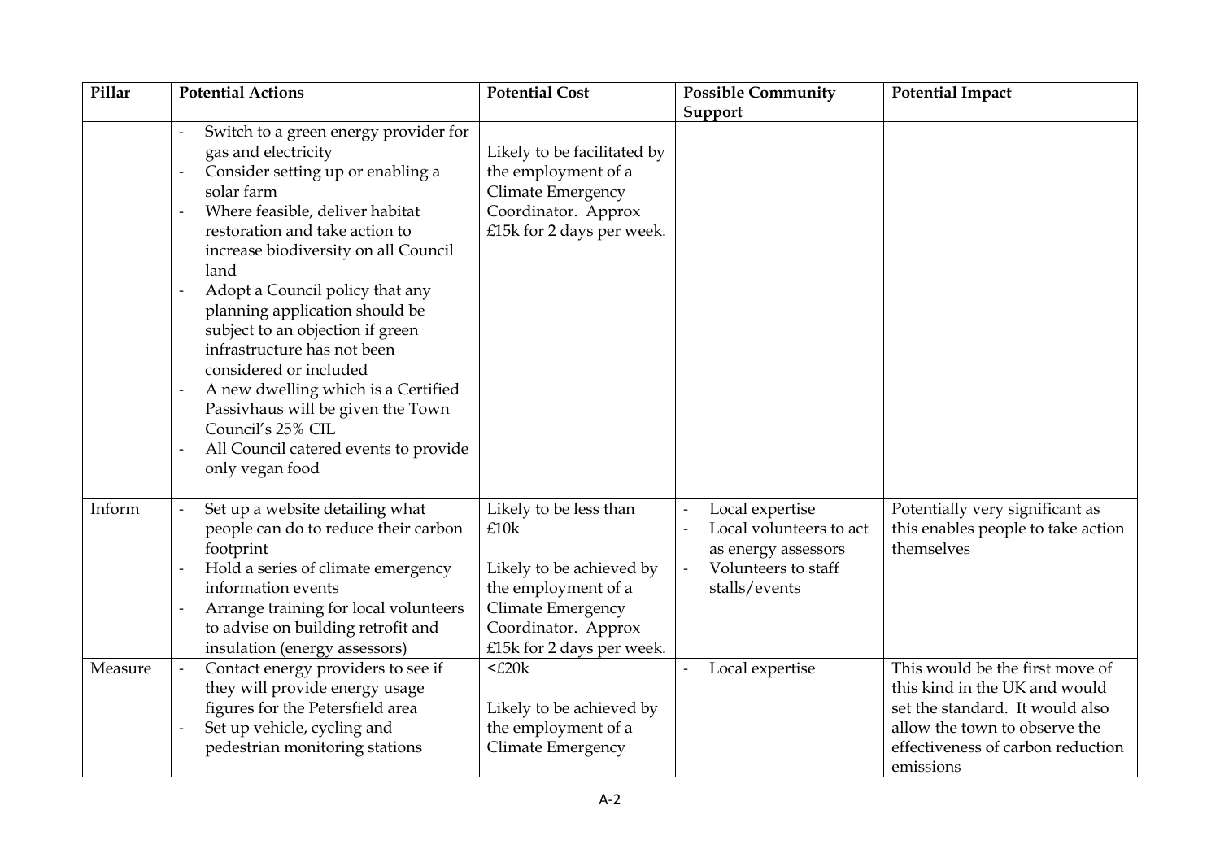| Pillar | Potential Actions | Potential Cost | Possible Community Support | Potential Impact |
|---|---|---|---|---|
| | - Switch to a green energy provider for gas and electricity<br>- Consider setting up or enabling a solar farm<br>- Where feasible, deliver habitat restoration and take action to increase biodiversity on all Council land<br>- Adopt a Council policy that any planning application should be subject to an objection if green infrastructure has not been considered or included<br>- A new dwelling which is a Certified Passivhaus will be given the Town Council's 25% CIL<br>- All Council catered events to provide only vegan food | Likely to be facilitated by the employment of a Climate Emergency Coordinator. Approx £15k for 2 days per week. | | |
| Inform | - Set up a website detailing what people can do to reduce their carbon footprint<br>- Hold a series of climate emergency information events<br>- Arrange training for local volunteers to advise on building retrofit and insulation (energy assessors) | Likely to be less than £10k<br><br>Likely to be achieved by the employment of a Climate Emergency Coordinator. Approx £15k for 2 days per week. | - Local expertise<br>- Local volunteers to act as energy assessors<br>- Volunteers to staff stalls/events | Potentially very significant as this enables people to take action themselves |
| Measure | - Contact energy providers to see if they will provide energy usage figures for the Petersfield area<br>- Set up vehicle, cycling and pedestrian monitoring stations | <£20k<br><br>Likely to be achieved by the employment of a Climate Emergency | - Local expertise | This would be the first move of this kind in the UK and would set the standard. It would also allow the town to observe the effectiveness of carbon reduction emissions |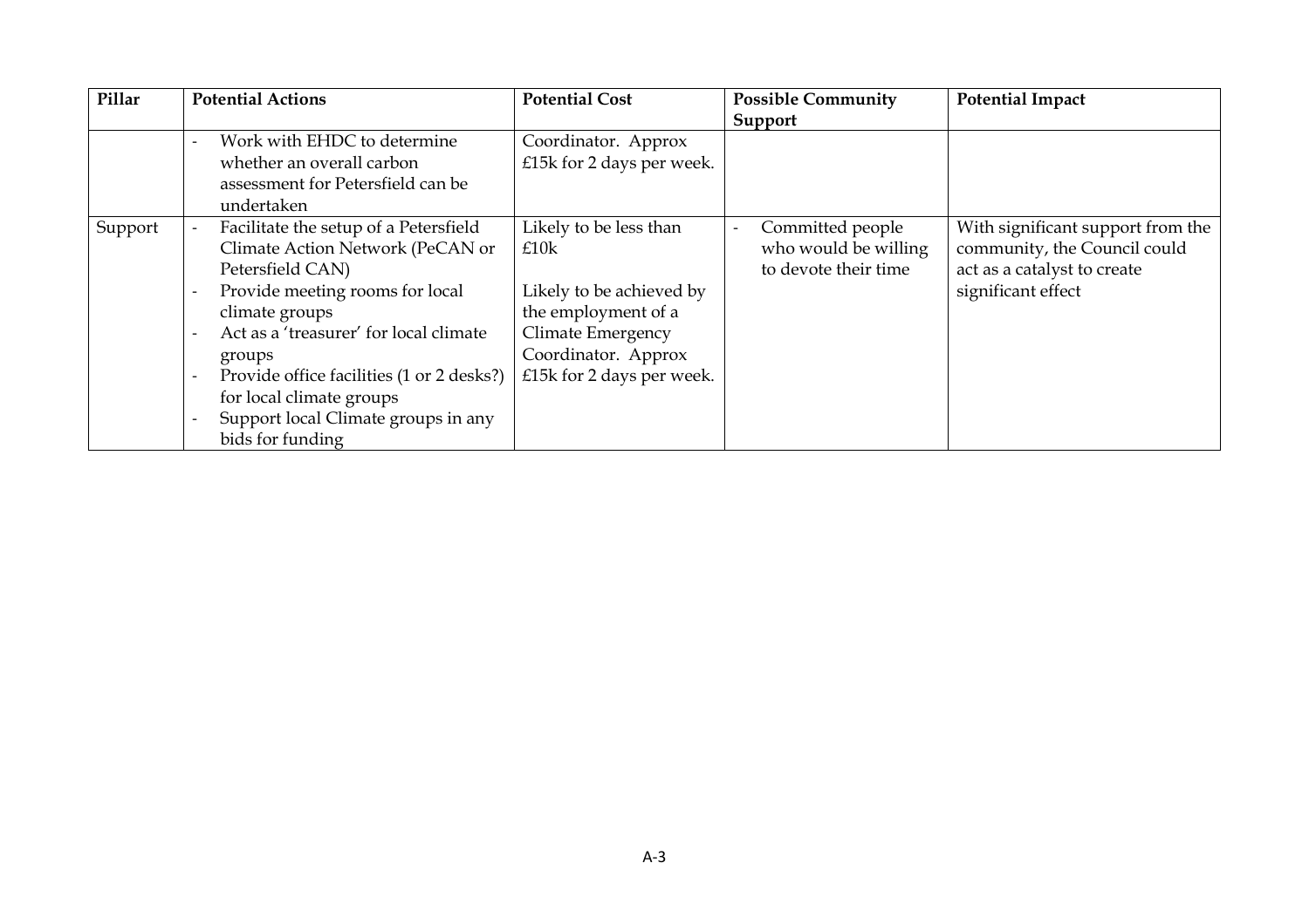| Pillar | Potential Actions | Potential Cost | Possible Community Support | Potential Impact |
|---|---|---|---|---|
| | - Work with EHDC to determine whether an overall carbon assessment for Petersfield can be undertaken | Coordinator. Approx £15k for 2 days per week. | | |
| Support | - Facilitate the setup of a Petersfield Climate Action Network (PeCAN or Petersfield CAN)<br>- Provide meeting rooms for local climate groups<br>- Act as a 'treasurer' for local climate groups<br>- Provide office facilities (1 or 2 desks?) for local climate groups<br>- Support local Climate groups in any bids for funding | Likely to be less than £10k<br><br>Likely to be achieved by the employment of a Climate Emergency Coordinator. Approx £15k for 2 days per week. | - Committed people who would be willing to devote their time | With significant support from the community, the Council could act as a catalyst to create significant effect |